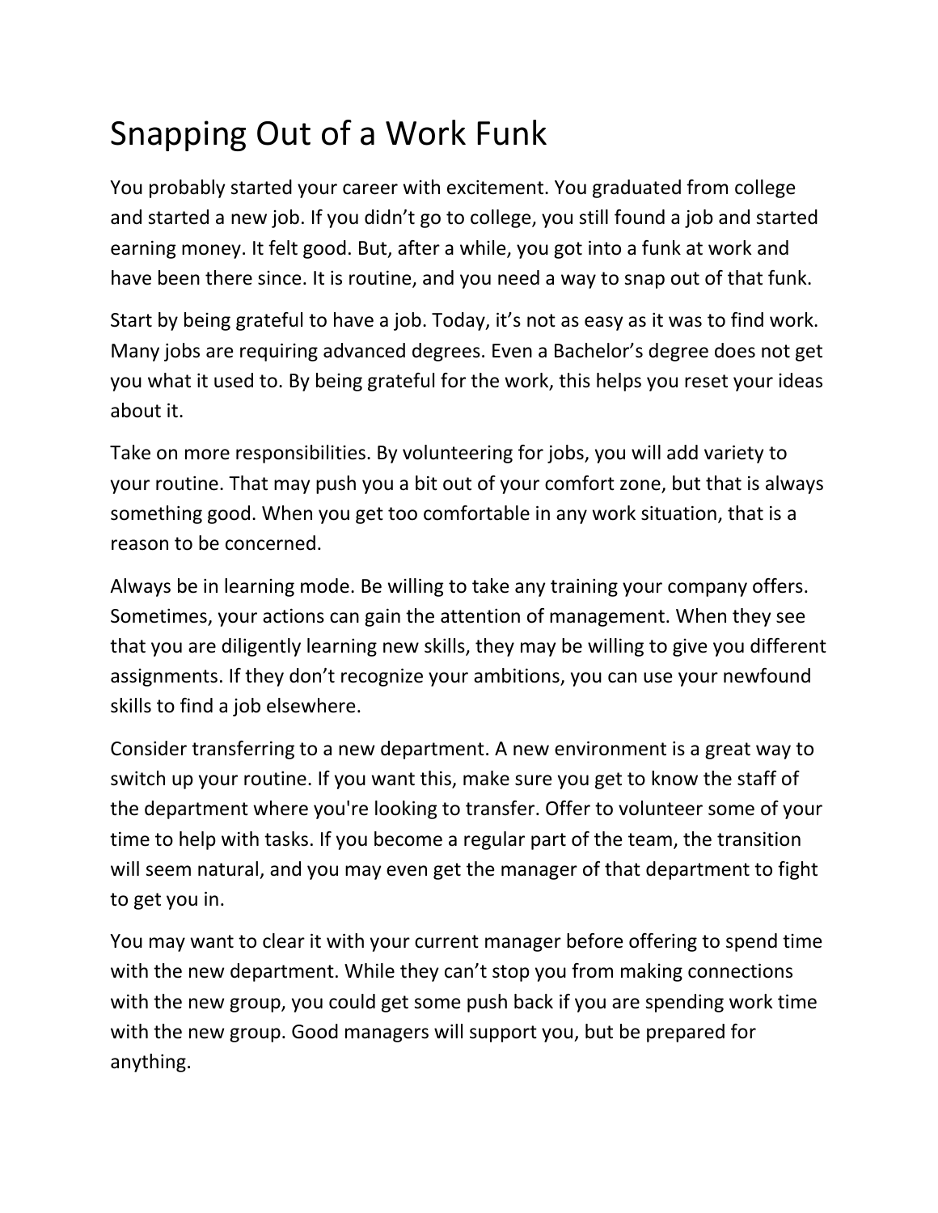# Snapping Out of a Work Funk

You probably started your career with excitement. You graduated from college and started a new job. If you didn't go to college, you still found a job and started earning money. It felt good. But, after a while, you got into a funk at work and have been there since. It is routine, and you need a way to snap out of that funk.

Start by being grateful to have a job. Today, it's not as easy as it was to find work. Many jobs are requiring advanced degrees. Even a Bachelor's degree does not get you what it used to. By being grateful for the work, this helps you reset your ideas about it.

Take on more responsibilities. By volunteering for jobs, you will add variety to your routine. That may push you a bit out of your comfort zone, but that is always something good. When you get too comfortable in any work situation, that is a reason to be concerned.

Always be in learning mode. Be willing to take any training your company offers. Sometimes, your actions can gain the attention of management. When they see that you are diligently learning new skills, they may be willing to give you different assignments. If they don't recognize your ambitions, you can use your newfound skills to find a job elsewhere.

Consider transferring to a new department. A new environment is a great way to switch up your routine. If you want this, make sure you get to know the staff of the department where you're looking to transfer. Offer to volunteer some of your time to help with tasks. If you become a regular part of the team, the transition will seem natural, and you may even get the manager of that department to fight to get you in.

You may want to clear it with your current manager before offering to spend time with the new department. While they can't stop you from making connections with the new group, you could get some push back if you are spending work time with the new group. Good managers will support you, but be prepared for anything.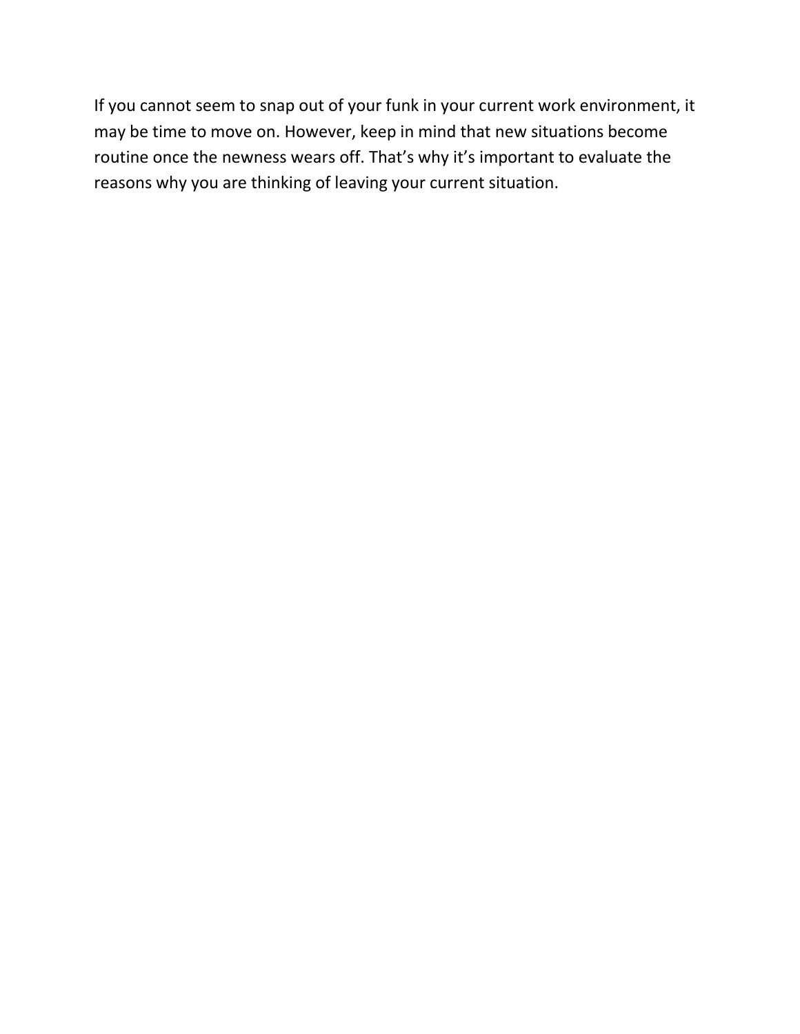If you cannot seem to snap out of your funk in your current work environment, it may be time to move on. However, keep in mind that new situations become routine once the newness wears off. That's why it's important to evaluate the reasons why you are thinking of leaving your current situation.